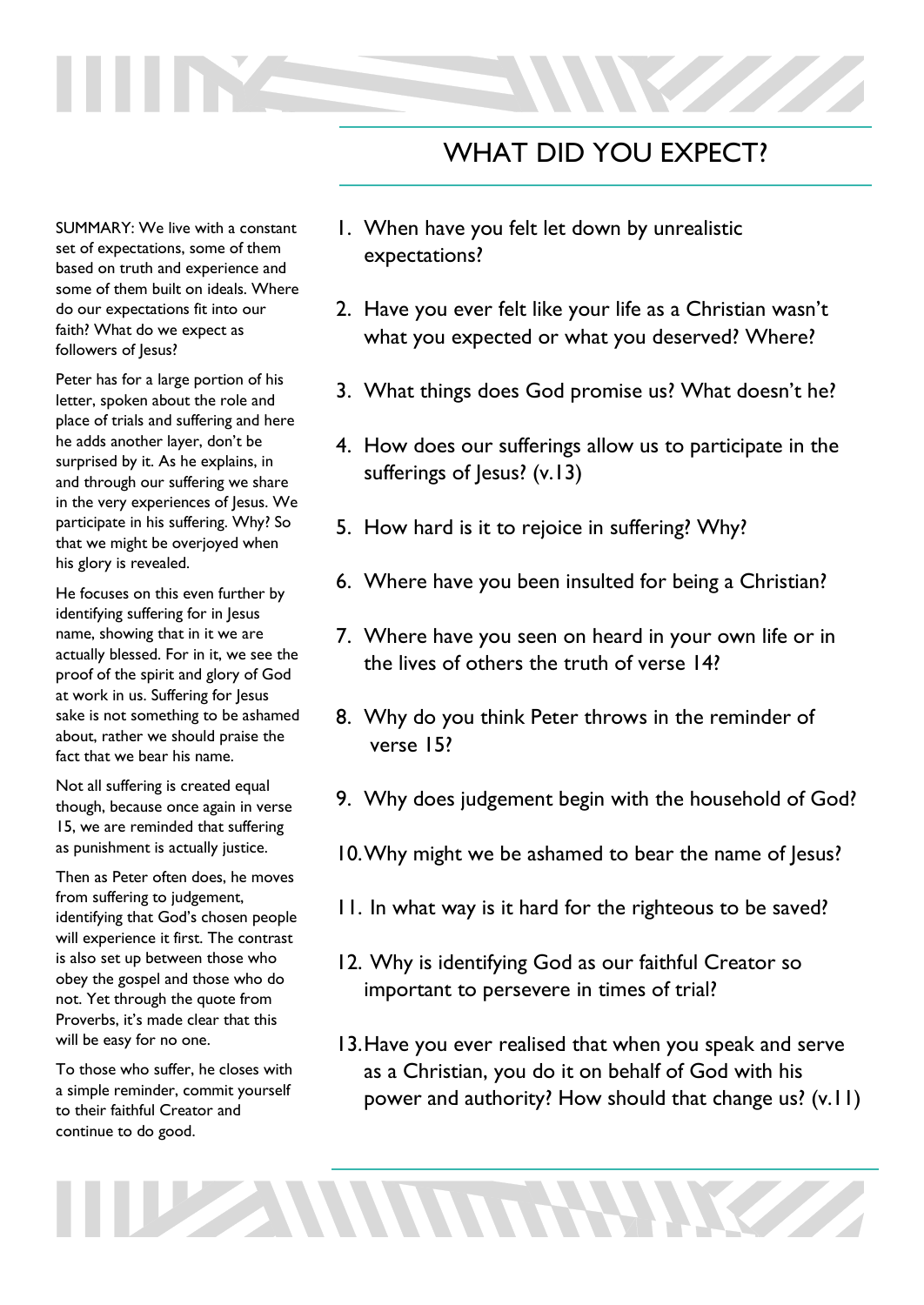# WHAT DID YOU EXPECT?

SUMMARY: We live with a constant set of expectations, some of them based on truth and experience and some of them built on ideals. Where do our expectations fit into our faith? What do we expect as followers of Jesus?

Peter has for a large portion of his letter, spoken about the role and place of trials and suffering and here he adds another layer, don't be surprised by it. As he explains, in and through our suffering we share in the very experiences of Jesus. We participate in his suffering. Why? So that we might be overjoyed when his glory is revealed.

He focuses on this even further by identifying suffering for in Jesus name, showing that in it we are actually blessed. For in it, we see the proof of the spirit and glory of God at work in us. Suffering for Jesus sake is not something to be ashamed about, rather we should praise the fact that we bear his name.

Not all suffering is created equal though, because once again in verse 15, we are reminded that suffering as punishment is actually justice.

Then as Peter often does, he moves from suffering to judgement, identifying that God's chosen people will experience it first. The contrast is also set up between those who obey the gospel and those who do not. Yet through the quote from Proverbs, it's made clear that this will be easy for no one.

To those who suffer, he closes with a simple reminder, commit yourself to their faithful Creator and continue to do good.

1. When have you felt let down by unrealistic expectations?
2. Have you ever felt like your life as a Christian wasn't what you expected or what you deserved? Where?
3. What things does God promise us? What doesn't he?
4. How does our sufferings allow us to participate in the sufferings of Jesus? (v.13)
5. How hard is it to rejoice in suffering? Why?
6. Where have you been insulted for being a Christian?
7. Where have you seen on heard in your own life or in the lives of others the truth of verse 14?
8. Why do you think Peter throws in the reminder of verse 15?
9. Why does judgement begin with the household of God?
10. Why might we be ashamed to bear the name of Jesus?
11. In what way is it hard for the righteous to be saved?
12. Why is identifying God as our faithful Creator so important to persevere in times of trial?
13. Have you ever realised that when you speak and serve as a Christian, you do it on behalf of God with his power and authority? How should that change us? (v.11)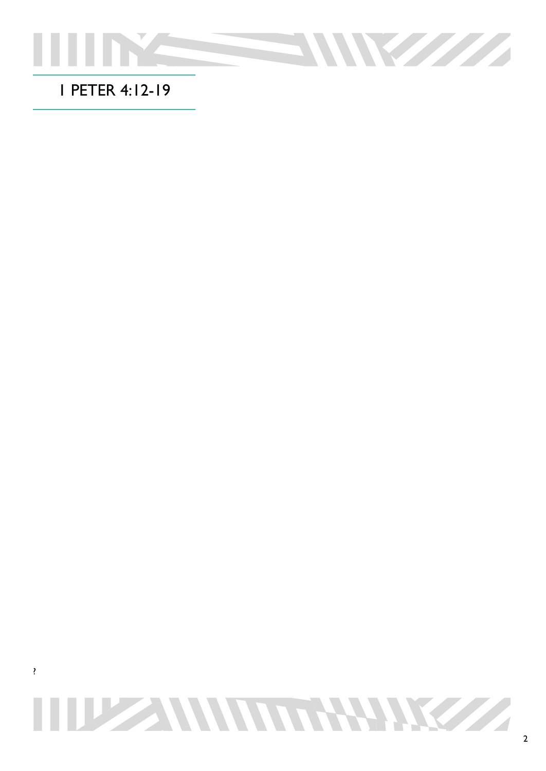# 1 PETER 4:12-19

?